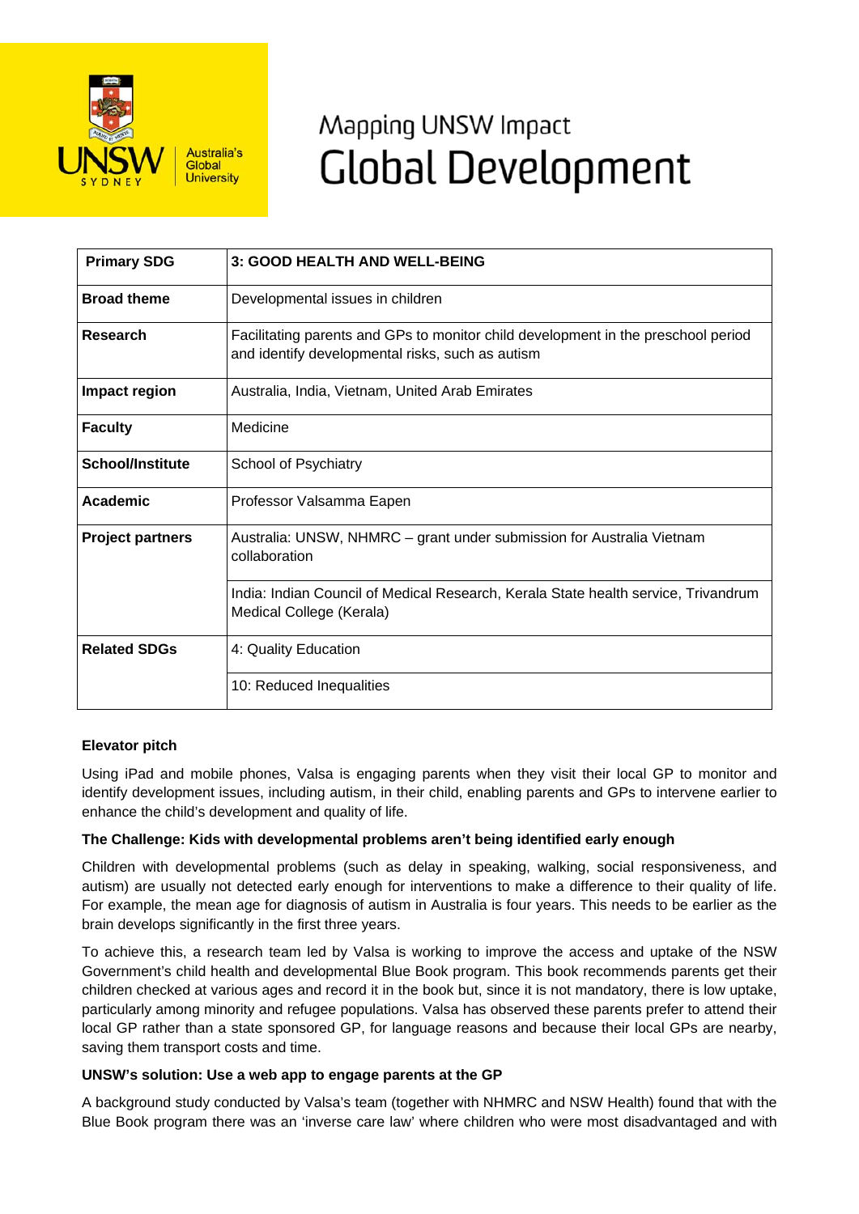# Mapping UNSW Impact
# Global Development

| Primary SDG | 3: GOOD HEALTH AND WELL-BEING |
|---|---|
| Broad theme | Developmental issues in children |
| Research | Facilitating parents and GPs to monitor child development in the preschool period and identify developmental risks, such as autism |
| Impact region | Australia, India, Vietnam, United Arab Emirates |
| Faculty | Medicine |
| School/Institute | School of Psychiatry |
| Academic | Professor Valsamma Eapen |
| Project partners | Australia: UNSW, NHMRC – grant under submission for Australia Vietnam collaboration |
| | India: Indian Council of Medical Research, Kerala State health service, Trivandrum Medical College (Kerala) |
| Related SDGs | 4: Quality Education |
| | 10: Reduced Inequalities |

**Elevator pitch**

Using iPad and mobile phones, Valsa is engaging parents when they visit their local GP to monitor and identify development issues, including autism, in their child, enabling parents and GPs to intervene earlier to enhance the child's development and quality of life.

**The Challenge: Kids with developmental problems aren't being identified early enough**

Children with developmental problems (such as delay in speaking, walking, social responsiveness, and autism) are usually not detected early enough for interventions to make a difference to their quality of life. For example, the mean age for diagnosis of autism in Australia is four years. This needs to be earlier as the brain develops significantly in the first three years.

To achieve this, a research team led by Valsa is working to improve the access and uptake of the NSW Government's child health and developmental Blue Book program. This book recommends parents get their children checked at various ages and record it in the book but, since it is not mandatory, there is low uptake, particularly among minority and refugee populations. Valsa has observed these parents prefer to attend their local GP rather than a state sponsored GP, for language reasons and because their local GPs are nearby, saving them transport costs and time.

**UNSW's solution: Use a web app to engage parents at the GP**

A background study conducted by Valsa's team (together with NHMRC and NSW Health) found that with the Blue Book program there was an 'inverse care law' where children who were most disadvantaged and with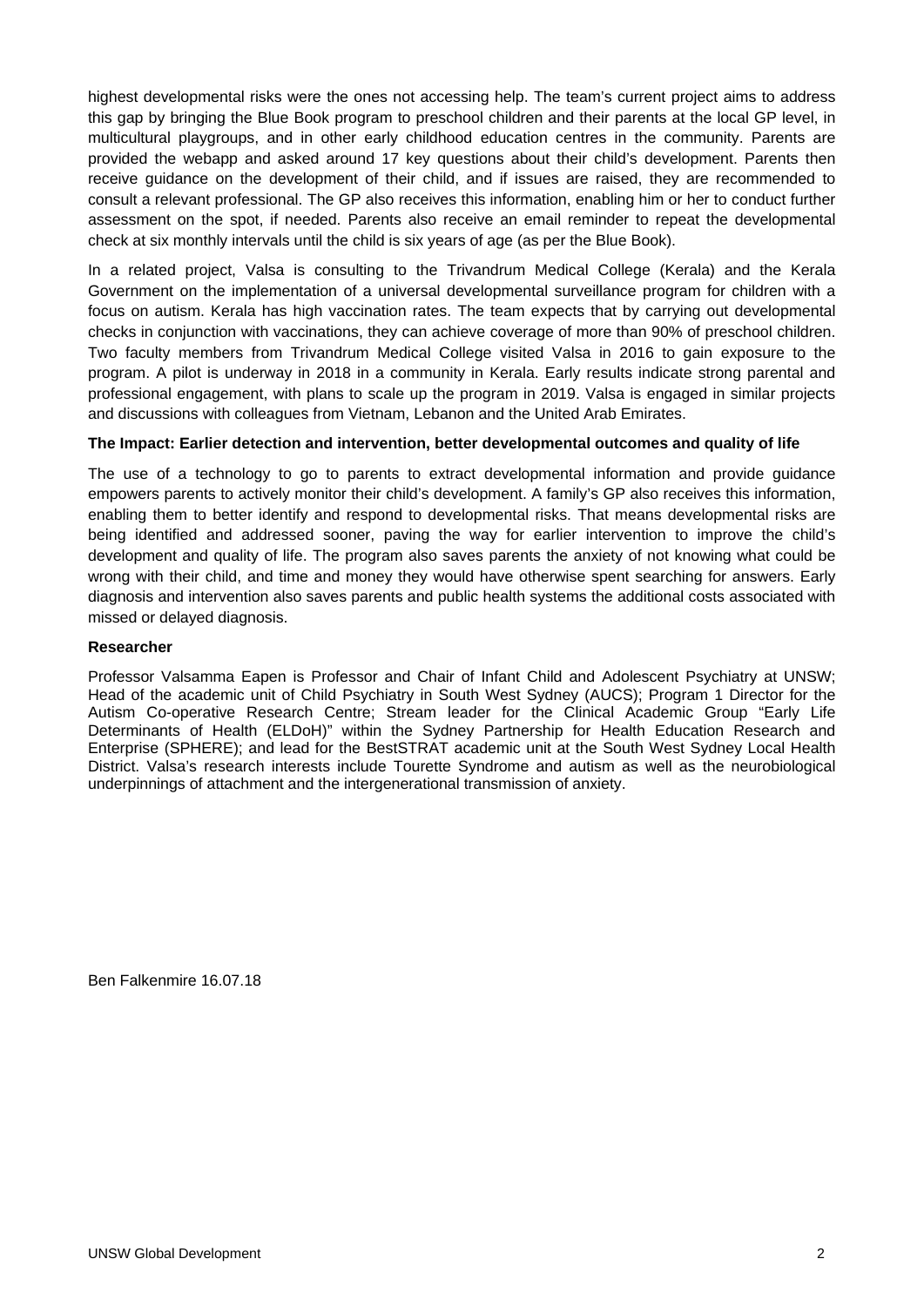highest developmental risks were the ones not accessing help. The team's current project aims to address this gap by bringing the Blue Book program to preschool children and their parents at the local GP level, in multicultural playgroups, and in other early childhood education centres in the community. Parents are provided the webapp and asked around 17 key questions about their child's development. Parents then receive guidance on the development of their child, and if issues are raised, they are recommended to consult a relevant professional. The GP also receives this information, enabling him or her to conduct further assessment on the spot, if needed. Parents also receive an email reminder to repeat the developmental check at six monthly intervals until the child is six years of age (as per the Blue Book).

In a related project, Valsa is consulting to the Trivandrum Medical College (Kerala) and the Kerala Government on the implementation of a universal developmental surveillance program for children with a focus on autism. Kerala has high vaccination rates. The team expects that by carrying out developmental checks in conjunction with vaccinations, they can achieve coverage of more than 90% of preschool children. Two faculty members from Trivandrum Medical College visited Valsa in 2016 to gain exposure to the program. A pilot is underway in 2018 in a community in Kerala. Early results indicate strong parental and professional engagement, with plans to scale up the program in 2019. Valsa is engaged in similar projects and discussions with colleagues from Vietnam, Lebanon and the United Arab Emirates.

**The Impact: Earlier detection and intervention, better developmental outcomes and quality of life**

The use of a technology to go to parents to extract developmental information and provide guidance empowers parents to actively monitor their child's development. A family's GP also receives this information, enabling them to better identify and respond to developmental risks. That means developmental risks are being identified and addressed sooner, paving the way for earlier intervention to improve the child's development and quality of life. The program also saves parents the anxiety of not knowing what could be wrong with their child, and time and money they would have otherwise spent searching for answers. Early diagnosis and intervention also saves parents and public health systems the additional costs associated with missed or delayed diagnosis.

**Researcher**

Professor Valsamma Eapen is Professor and Chair of Infant Child and Adolescent Psychiatry at UNSW; Head of the academic unit of Child Psychiatry in South West Sydney (AUCS); Program 1 Director for the Autism Co-operative Research Centre; Stream leader for the Clinical Academic Group "Early Life Determinants of Health (ELDoH)" within the Sydney Partnership for Health Education Research and Enterprise (SPHERE); and lead for the BestSTRAT academic unit at the South West Sydney Local Health District. Valsa's research interests include Tourette Syndrome and autism as well as the neurobiological underpinnings of attachment and the intergenerational transmission of anxiety.

Ben Falkenmire 16.07.18